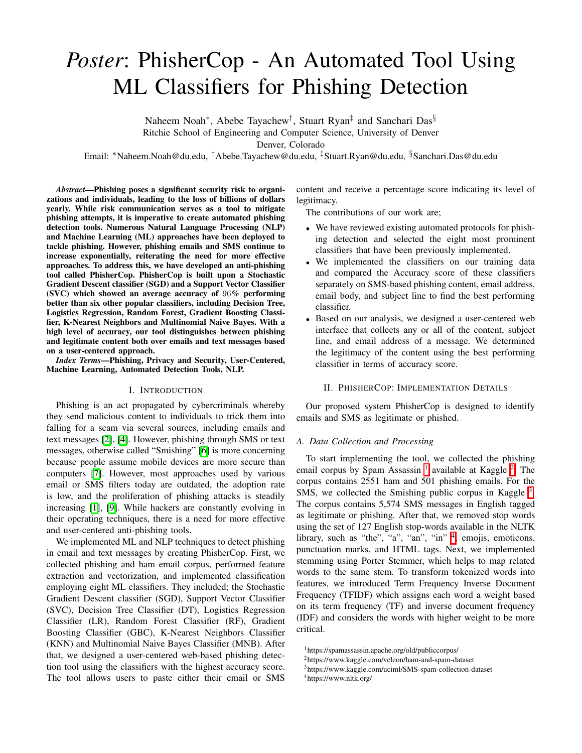# *Poster*: PhisherCop - An Automated Tool Using ML Classifiers for Phishing Detection

Naheem Noah*, Abebe Tayachew†, Stuart Ryan‡ and Sanchari Das§

Ritchie School of Engineering and Computer Science, University of Denver

Denver, Colorado

Email: *Naheem.Noah@du.edu, †Abebe.Tayachew@du.edu, ‡Stuart.Ryan@du.edu, §Sanchari.Das@du.edu

***Abstract*—Phishing poses a significant security risk to organizations and individuals, leading to the loss of billions of dollars yearly. While risk communication serves as a tool to mitigate phishing attempts, it is imperative to create automated phishing detection tools. Numerous Natural Language Processing (NLP) and Machine Learning (ML) approaches have been deployed to tackle phishing. However, phishing emails and SMS continue to increase exponentially, reiterating the need for more effective approaches. To address this, we have developed an anti-phishing tool called PhisherCop. PhisherCop is built upon a Stochastic Gradient Descent classifier (SGD) and a Support Vector Classifier (SVC) which showed an average accuracy of 96% performing better than six other popular classifiers, including Decision Tree, Logistics Regression, Random Forest, Gradient Boosting Classifier, K-Nearest Neighbors and Multinomial Naive Bayes. With a high level of accuracy, our tool distinguishes between phishing and legitimate content both over emails and text messages based on a user-centered approach.**

***Index Terms*—Phishing, Privacy and Security, User-Centered, Machine Learning, Automated Detection Tools, NLP.**

## I. Introduction

Phishing is an act propagated by cybercriminals whereby they send malicious content to individuals to trick them into falling for a scam via several sources, including emails and text messages [2], [4]. However, phishing through SMS or text messages, otherwise called "Smishing" [6] is more concerning because people assume mobile devices are more secure than computers [7]. However, most approaches used by various email or SMS filters today are outdated, the adoption rate is low, and the proliferation of phishing attacks is steadily increasing [1], [9]. While hackers are constantly evolving in their operating techniques, there is a need for more effective and user-centered anti-phishing tools.

We implemented ML and NLP techniques to detect phishing in email and text messages by creating PhisherCop. First, we collected phishing and ham email corpus, performed feature extraction and vectorization, and implemented classification employing eight ML classifiers. They included; the Stochastic Gradient Descent classifier (SGD), Support Vector Classifier (SVC), Decision Tree Classifier (DT), Logistics Regression Classifier (LR), Random Forest Classifier (RF), Gradient Boosting Classifier (GBC), K-Nearest Neighbors Classifier (KNN) and Multinomial Naive Bayes Classifier (MNB). After that, we designed a user-centered web-based phishing detection tool using the classifiers with the highest accuracy score. The tool allows users to paste either their email or SMS content and receive a percentage score indicating its level of legitimacy.

The contributions of our work are;

- We have reviewed existing automated protocols for phishing detection and selected the eight most prominent classifiers that have been previously implemented.
- We implemented the classifiers on our training data and compared the Accuracy score of these classifiers separately on SMS-based phishing content, email address, email body, and subject line to find the best performing classifier.
- Based on our analysis, we designed a user-centered web interface that collects any or all of the content, subject line, and email address of a message. We determined the legitimacy of the content using the best performing classifier in terms of accuracy score.

## II. PhisherCop: Implementation Details

Our proposed system PhisherCop is designed to identify emails and SMS as legitimate or phished.

### *A. Data Collection and Processing*

To start implementing the tool, we collected the phishing email corpus by Spam Assassin [1] available at Kaggle [2]. The corpus contains 2551 ham and 501 phishing emails. For the SMS, we collected the Smishing public corpus in Kaggle [3]. The corpus contains 5,574 SMS messages in English tagged as legitimate or phishing. After that, we removed stop words using the set of 127 English stop-words available in the NLTK library, such as "the", "a", "an", "in" [4], emojis, emoticons, punctuation marks, and HTML tags. Next, we implemented stemming using Porter Stemmer, which helps to map related words to the same stem. To transform tokenized words into features, we introduced Term Frequency Inverse Document Frequency (TFIDF) which assigns each word a weight based on its term frequency (TF) and inverse document frequency (IDF) and considers the words with higher weight to be more critical.

[1] https://spamassassin.apache.org/old/publiccorpus/

[2] https://www.kaggle.com/veleon/ham-and-spam-dataset

[3] https://www.kaggle.com/uciml/SMS-spam-collection-dataset

[4] https://www.nltk.org/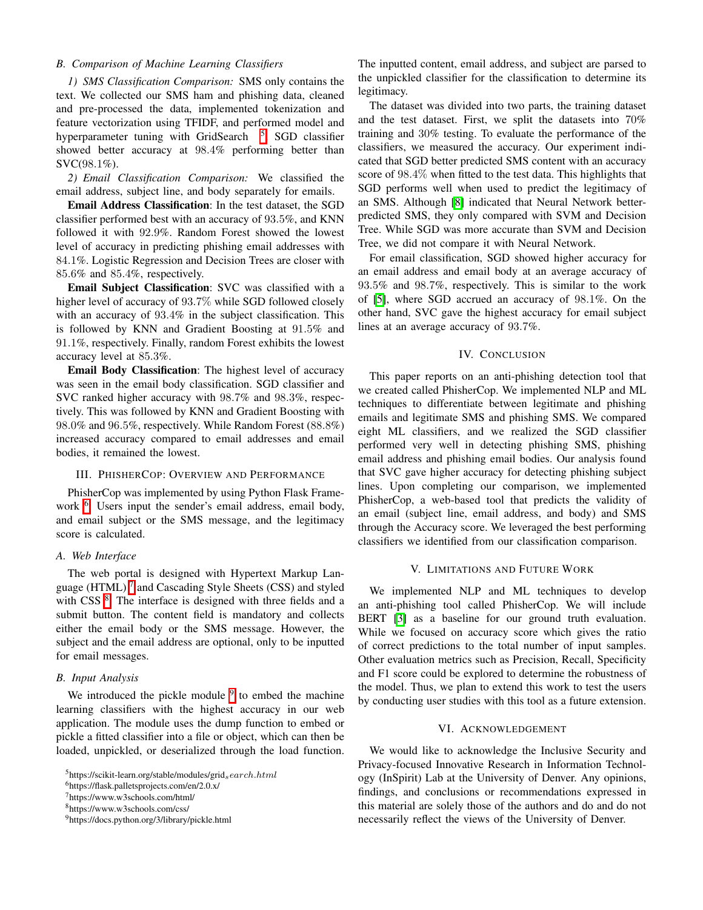### B. Comparison of Machine Learning Classifiers

*1) SMS Classification Comparison:* SMS only contains the text. We collected our SMS ham and phishing data, cleaned and pre-processed the data, implemented tokenization and feature vectorization using TFIDF, and performed model and hyperparameter tuning with GridSearch [5]. SGD classifier showed better accuracy at 98.4% performing better than SVC(98.1%).

*2) Email Classification Comparison:* We classified the email address, subject line, and body separately for emails.

**Email Address Classification**: In the test dataset, the SGD classifier performed best with an accuracy of 93.5%, and KNN followed it with 92.9%. Random Forest showed the lowest level of accuracy in predicting phishing email addresses with 84.1%. Logistic Regression and Decision Trees are closer with 85.6% and 85.4%, respectively.

**Email Subject Classification**: SVC was classified with a higher level of accuracy of 93.7% while SGD followed closely with an accuracy of 93.4% in the subject classification. This is followed by KNN and Gradient Boosting at 91.5% and 91.1%, respectively. Finally, random Forest exhibits the lowest accuracy level at 85.3%.

**Email Body Classification**: The highest level of accuracy was seen in the email body classification. SGD classifier and SVC ranked higher accuracy with 98.7% and 98.3%, respectively. This was followed by KNN and Gradient Boosting with 98.0% and 96.5%, respectively. While Random Forest (88.8%) increased accuracy compared to email addresses and email bodies, it remained the lowest.

## III. PhisherCop: Overview and Performance

PhisherCop was implemented by using Python Flask Framework [6]. Users input the sender's email address, email body, and email subject or the SMS message, and the legitimacy score is calculated.

### A. Web Interface

The web portal is designed with Hypertext Markup Language (HTML) [7] and Cascading Style Sheets (CSS) and styled with CSS [8]. The interface is designed with three fields and a submit button. The content field is mandatory and collects either the email body or the SMS message. However, the subject and the email address are optional, only to be inputted for email messages.

### B. Input Analysis

We introduced the pickle module [9] to embed the machine learning classifiers with the highest accuracy in our web application. The module uses the dump function to embed or pickle a fitted classifier into a file or object, which can then be loaded, unpickled, or deserialized through the load function. The inputted content, email address, and subject are parsed to the unpickled classifier for the classification to determine its legitimacy.

The dataset was divided into two parts, the training dataset and the test dataset. First, we split the datasets into 70% training and 30% testing. To evaluate the performance of the classifiers, we measured the accuracy. Our experiment indicated that SGD better predicted SMS content with an accuracy score of 98.4% when fitted to the test data. This highlights that SGD performs well when used to predict the legitimacy of an SMS. Although [8] indicated that Neural Network better-predicted SMS, they only compared with SVM and Decision Tree. While SGD was more accurate than SVM and Decision Tree, we did not compare it with Neural Network.

For email classification, SGD showed higher accuracy for an email address and email body at an average accuracy of 93.5% and 98.7%, respectively. This is similar to the work of [5], where SGD accrued an accuracy of 98.1%. On the other hand, SVC gave the highest accuracy for email subject lines at an average accuracy of 93.7%.

## IV. Conclusion

This paper reports on an anti-phishing detection tool that we created called PhisherCop. We implemented NLP and ML techniques to differentiate between legitimate and phishing emails and legitimate SMS and phishing SMS. We compared eight ML classifiers, and we realized the SGD classifier performed very well in detecting phishing SMS, phishing email address and phishing email bodies. Our analysis found that SVC gave higher accuracy for detecting phishing subject lines. Upon completing our comparison, we implemented PhisherCop, a web-based tool that predicts the validity of an email (subject line, email address, and body) and SMS through the Accuracy score. We leveraged the best performing classifiers we identified from our classification comparison.

## V. Limitations and Future Work

We implemented NLP and ML techniques to develop an anti-phishing tool called PhisherCop. We will include BERT [3] as a baseline for our ground truth evaluation. While we focused on accuracy score which gives the ratio of correct predictions to the total number of input samples. Other evaluation metrics such as Precision, Recall, Specificity and F1 score could be explored to determine the robustness of the model. Thus, we plan to extend this work to test the users by conducting user studies with this tool as a future extension.

## VI. Acknowledgement

We would like to acknowledge the Inclusive Security and Privacy-focused Innovative Research in Information Technology (InSpirit) Lab at the University of Denver. Any opinions, findings, and conclusions or recommendations expressed in this material are solely those of the authors and do and do not necessarily reflect the views of the University of Denver.

[5] https://scikit-learn.org/stable/modules/grid_search.html

[6] https://flask.palletsprojects.com/en/2.0.x/

[7] https://www.w3schools.com/html/

[8] https://www.w3schools.com/css/

[9] https://docs.python.org/3/library/pickle.html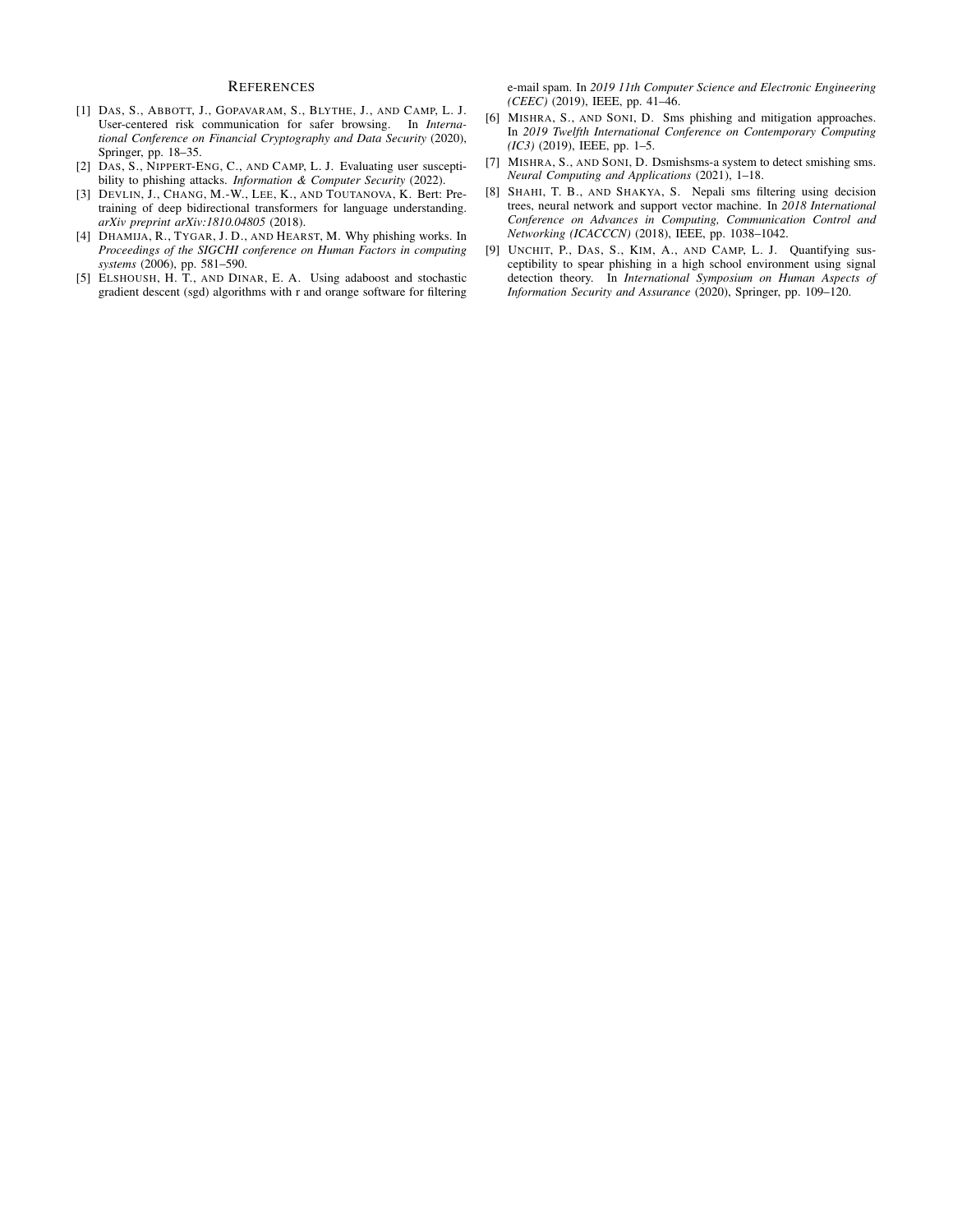## References

[1] Das, S., Abbott, J., Gopavaram, S., Blythe, J., and Camp, L. J. User-centered risk communication for safer browsing. In *International Conference on Financial Cryptography and Data Security* (2020), Springer, pp. 18–35.

[2] Das, S., Nippert-Eng, C., and Camp, L. J. Evaluating user susceptibility to phishing attacks. *Information & Computer Security* (2022).

[3] Devlin, J., Chang, M.-W., Lee, K., and Toutanova, K. Bert: Pre-training of deep bidirectional transformers for language understanding. *arXiv preprint arXiv:1810.04805* (2018).

[4] Dhamija, R., Tygar, J. D., and Hearst, M. Why phishing works. In *Proceedings of the SIGCHI conference on Human Factors in computing systems* (2006), pp. 581–590.

[5] Elshoush, H. T., and Dinar, E. A. Using adaboost and stochastic gradient descent (sgd) algorithms with r and orange software for filtering e-mail spam. In *2019 11th Computer Science and Electronic Engineering (CEEC)* (2019), IEEE, pp. 41–46.

[6] Mishra, S., and Soni, D. Sms phishing and mitigation approaches. In *2019 Twelfth International Conference on Contemporary Computing (IC3)* (2019), IEEE, pp. 1–5.

[7] Mishra, S., and Soni, D. Dsmishsms-a system to detect smishing sms. *Neural Computing and Applications* (2021), 1–18.

[8] Shahi, T. B., and Shakya, S. Nepali sms filtering using decision trees, neural network and support vector machine. In *2018 International Conference on Advances in Computing, Communication Control and Networking (ICACCCN)* (2018), IEEE, pp. 1038–1042.

[9] Unchit, P., Das, S., Kim, A., and Camp, L. J. Quantifying susceptibility to spear phishing in a high school environment using signal detection theory. In *International Symposium on Human Aspects of Information Security and Assurance* (2020), Springer, pp. 109–120.